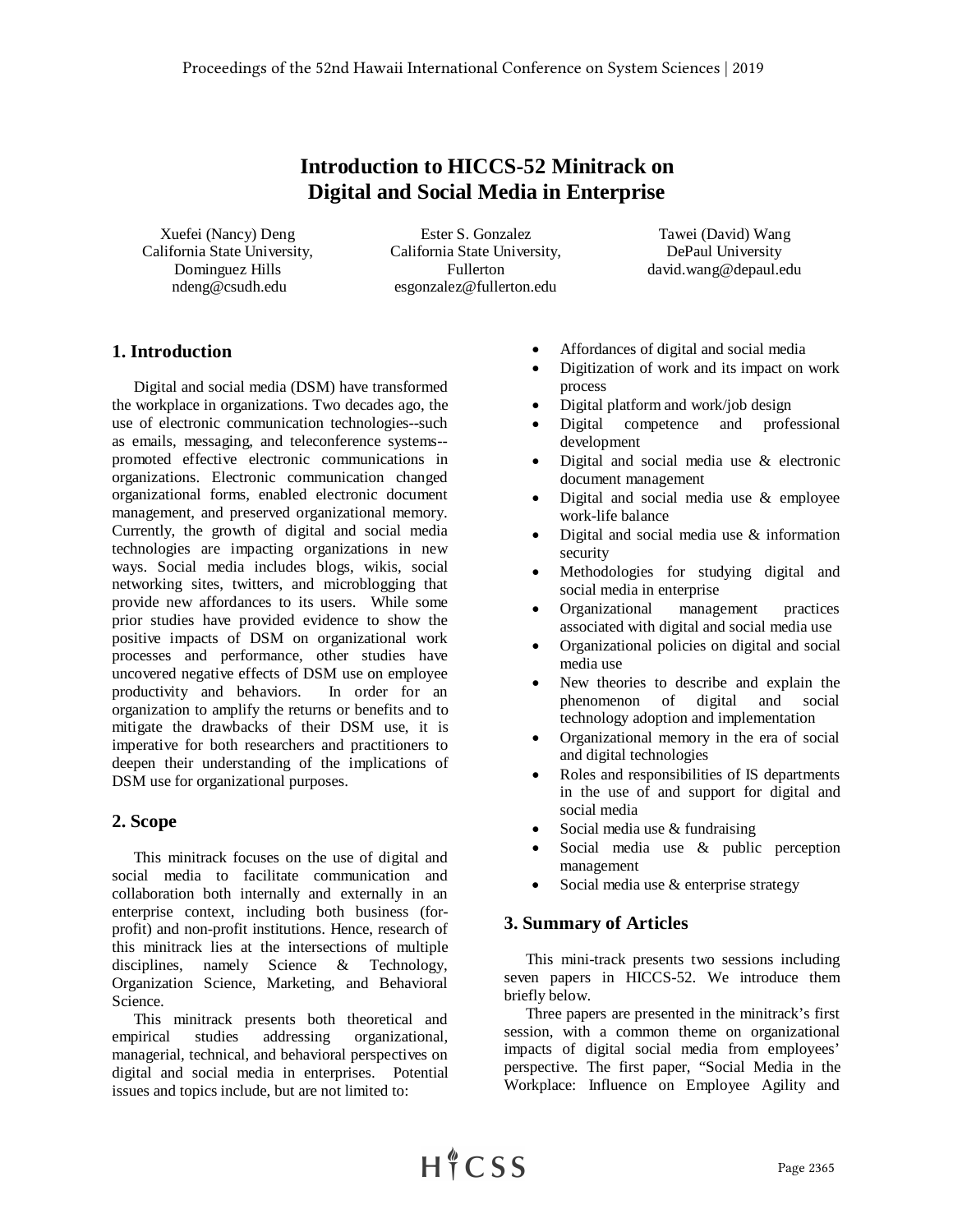# Introduction to HICCS-52 Minitrack on Digital and Social Media in Enterprise

Xuefei (Nancy) Deng
California State University, Dominguez Hills
ndeng@csudh.edu

Ester S. Gonzalez
California State University, Fullerton
esgonzalez@fullerton.edu

Tawei (David) Wang
DePaul University
david.wang@depaul.edu

## 1. Introduction

Digital and social media (DSM) have transformed the workplace in organizations. Two decades ago, the use of electronic communication technologies--such as emails, messaging, and teleconference systems--promoted effective electronic communications in organizations. Electronic communication changed organizational forms, enabled electronic document management, and preserved organizational memory. Currently, the growth of digital and social media technologies are impacting organizations in new ways. Social media includes blogs, wikis, social networking sites, twitters, and microblogging that provide new affordances to its users. While some prior studies have provided evidence to show the positive impacts of DSM on organizational work processes and performance, other studies have uncovered negative effects of DSM use on employee productivity and behaviors. In order for an organization to amplify the returns or benefits and to mitigate the drawbacks of their DSM use, it is imperative for both researchers and practitioners to deepen their understanding of the implications of DSM use for organizational purposes.

## 2. Scope

This minitrack focuses on the use of digital and social media to facilitate communication and collaboration both internally and externally in an enterprise context, including both business (for-profit) and non-profit institutions. Hence, research of this minitrack lies at the intersections of multiple disciplines, namely Science & Technology, Organization Science, Marketing, and Behavioral Science.

This minitrack presents both theoretical and empirical studies addressing organizational, managerial, technical, and behavioral perspectives on digital and social media in enterprises. Potential issues and topics include, but are not limited to:

- Affordances of digital and social media
- Digitization of work and its impact on work process
- Digital platform and work/job design
- Digital competence and professional development
- Digital and social media use & electronic document management
- Digital and social media use & employee work-life balance
- Digital and social media use & information security
- Methodologies for studying digital and social media in enterprise
- Organizational management practices associated with digital and social media use
- Organizational policies on digital and social media use
- New theories to describe and explain the phenomenon of digital and social technology adoption and implementation
- Organizational memory in the era of social and digital technologies
- Roles and responsibilities of IS departments in the use of and support for digital and social media
- Social media use & fundraising
- Social media use & public perception management
- Social media use & enterprise strategy

## 3. Summary of Articles

This mini-track presents two sessions including seven papers in HICCS-52. We introduce them briefly below.

Three papers are presented in the minitrack's first session, with a common theme on organizational impacts of digital social media from employees' perspective. The first paper, "Social Media in the Workplace: Influence on Employee Agility and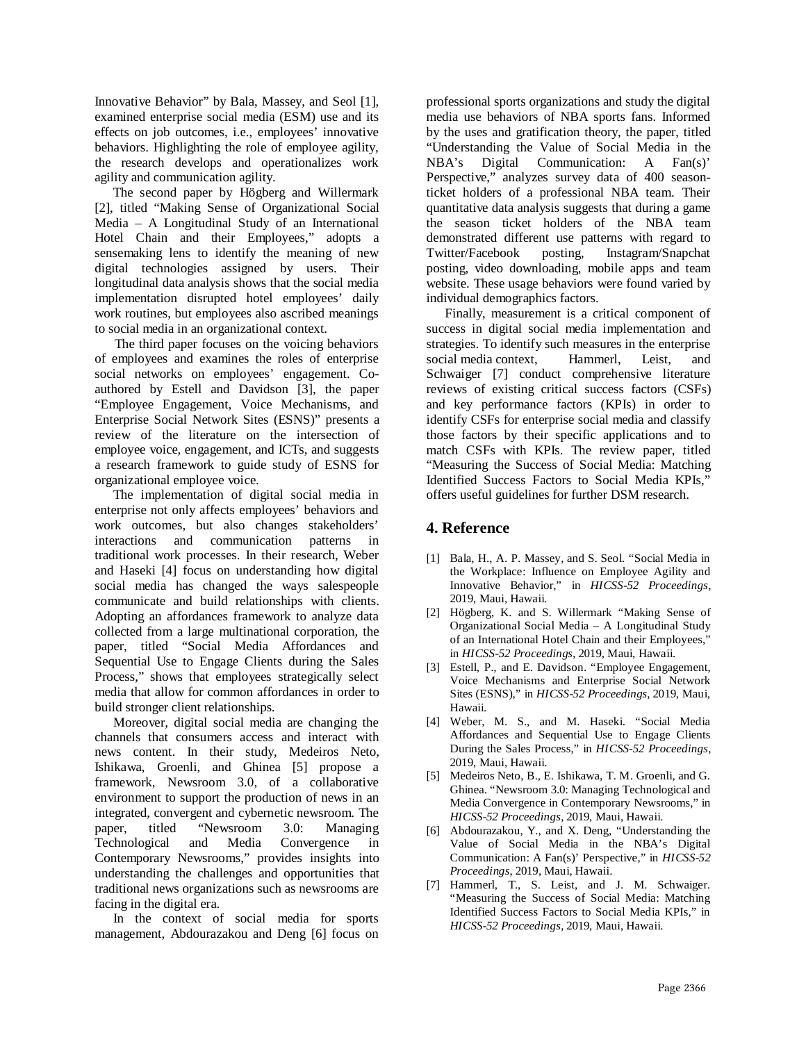Innovative Behavior" by Bala, Massey, and Seol [1], examined enterprise social media (ESM) use and its effects on job outcomes, i.e., employees' innovative behaviors. Highlighting the role of employee agility, the research develops and operationalizes work agility and communication agility.

The second paper by Högberg and Willermark [2], titled "Making Sense of Organizational Social Media – A Longitudinal Study of an International Hotel Chain and their Employees," adopts a sensemaking lens to identify the meaning of new digital technologies assigned by users. Their longitudinal data analysis shows that the social media implementation disrupted hotel employees' daily work routines, but employees also ascribed meanings to social media in an organizational context.

The third paper focuses on the voicing behaviors of employees and examines the roles of enterprise social networks on employees' engagement. Co-authored by Estell and Davidson [3], the paper "Employee Engagement, Voice Mechanisms, and Enterprise Social Network Sites (ESNS)" presents a review of the literature on the intersection of employee voice, engagement, and ICTs, and suggests a research framework to guide study of ESNS for organizational employee voice.

The implementation of digital social media in enterprise not only affects employees' behaviors and work outcomes, but also changes stakeholders' interactions and communication patterns in traditional work processes. In their research, Weber and Haseki [4] focus on understanding how digital social media has changed the ways salespeople communicate and build relationships with clients. Adopting an affordances framework to analyze data collected from a large multinational corporation, the paper, titled "Social Media Affordances and Sequential Use to Engage Clients during the Sales Process," shows that employees strategically select media that allow for common affordances in order to build stronger client relationships.

Moreover, digital social media are changing the channels that consumers access and interact with news content. In their study, Medeiros Neto, Ishikawa, Groenli, and Ghinea [5] propose a framework, Newsroom 3.0, of a collaborative environment to support the production of news in an integrated, convergent and cybernetic newsroom. The paper, titled "Newsroom 3.0: Managing Technological and Media Convergence in Contemporary Newsrooms," provides insights into understanding the challenges and opportunities that traditional news organizations such as newsrooms are facing in the digital era.

In the context of social media for sports management, Abdourazakou and Deng [6] focus on professional sports organizations and study the digital media use behaviors of NBA sports fans. Informed by the uses and gratification theory, the paper, titled "Understanding the Value of Social Media in the NBA's Digital Communication: A Fan(s)' Perspective," analyzes survey data of 400 season-ticket holders of a professional NBA team. Their quantitative data analysis suggests that during a game the season ticket holders of the NBA team demonstrated different use patterns with regard to Twitter/Facebook posting, Instagram/Snapchat posting, video downloading, mobile apps and team website. These usage behaviors were found varied by individual demographics factors.

Finally, measurement is a critical component of success in digital social media implementation and strategies. To identify such measures in the enterprise social media context, Hammerl, Leist, and Schwaiger [7] conduct comprehensive literature reviews of existing critical success factors (CSFs) and key performance factors (KPIs) in order to identify CSFs for enterprise social media and classify those factors by their specific applications and to match CSFs with KPIs. The review paper, titled "Measuring the Success of Social Media: Matching Identified Success Factors to Social Media KPIs," offers useful guidelines for further DSM research.

## 4. Reference

[1] Bala, H., A. P. Massey, and S. Seol. "Social Media in the Workplace: Influence on Employee Agility and Innovative Behavior," in *HICSS-52 Proceedings*, 2019, Maui, Hawaii.

[2] Högberg, K. and S. Willermark "Making Sense of Organizational Social Media – A Longitudinal Study of an International Hotel Chain and their Employees," in *HICSS-52 Proceedings*, 2019, Maui, Hawaii.

[3] Estell, P., and E. Davidson. "Employee Engagement, Voice Mechanisms and Enterprise Social Network Sites (ESNS)," in *HICSS-52 Proceedings*, 2019, Maui, Hawaii.

[4] Weber, M. S., and M. Haseki. "Social Media Affordances and Sequential Use to Engage Clients During the Sales Process," in *HICSS-52 Proceedings*, 2019, Maui, Hawaii.

[5] Medeiros Neto, B., E. Ishikawa, T. M. Groenli, and G. Ghinea. "Newsroom 3.0: Managing Technological and Media Convergence in Contemporary Newsrooms," in *HICSS-52 Proceedings*, 2019, Maui, Hawaii.

[6] Abdourazakou, Y., and X. Deng, "Understanding the Value of Social Media in the NBA's Digital Communication: A Fan(s)' Perspective," in *HICSS-52 Proceedings*, 2019, Maui, Hawaii.

[7] Hammerl, T., S. Leist, and J. M. Schwaiger. "Measuring the Success of Social Media: Matching Identified Success Factors to Social Media KPIs," in *HICSS-52 Proceedings*, 2019, Maui, Hawaii.